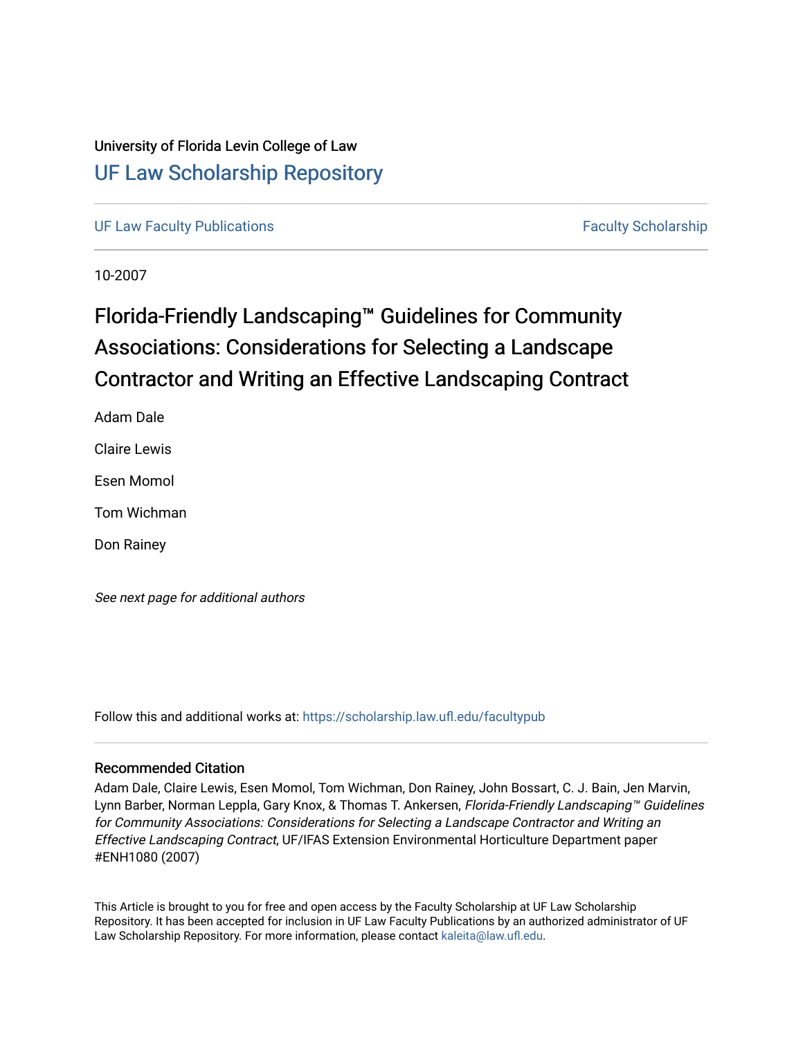University of Florida Levin College of Law

# UF Law Scholarship Repository

UF Law Faculty Publications | Faculty Scholarship

10-2007

## Florida-Friendly Landscaping™ Guidelines for Community Associations: Considerations for Selecting a Landscape Contractor and Writing an Effective Landscaping Contract

Adam Dale

Claire Lewis

Esen Momol

Tom Wichman

Don Rainey

*See next page for additional authors*

Follow this and additional works at: https://scholarship.law.ufl.edu/facultypub

### Recommended Citation

Adam Dale, Claire Lewis, Esen Momol, Tom Wichman, Don Rainey, John Bossart, C. J. Bain, Jen Marvin, Lynn Barber, Norman Leppla, Gary Knox, & Thomas T. Ankersen, *Florida-Friendly Landscaping™ Guidelines for Community Associations: Considerations for Selecting a Landscape Contractor and Writing an Effective Landscaping Contract*, UF/IFAS Extension Environmental Horticulture Department paper #ENH1080 (2007)

This Article is brought to you for free and open access by the Faculty Scholarship at UF Law Scholarship Repository. It has been accepted for inclusion in UF Law Faculty Publications by an authorized administrator of UF Law Scholarship Repository. For more information, please contact kaleita@law.ufl.edu.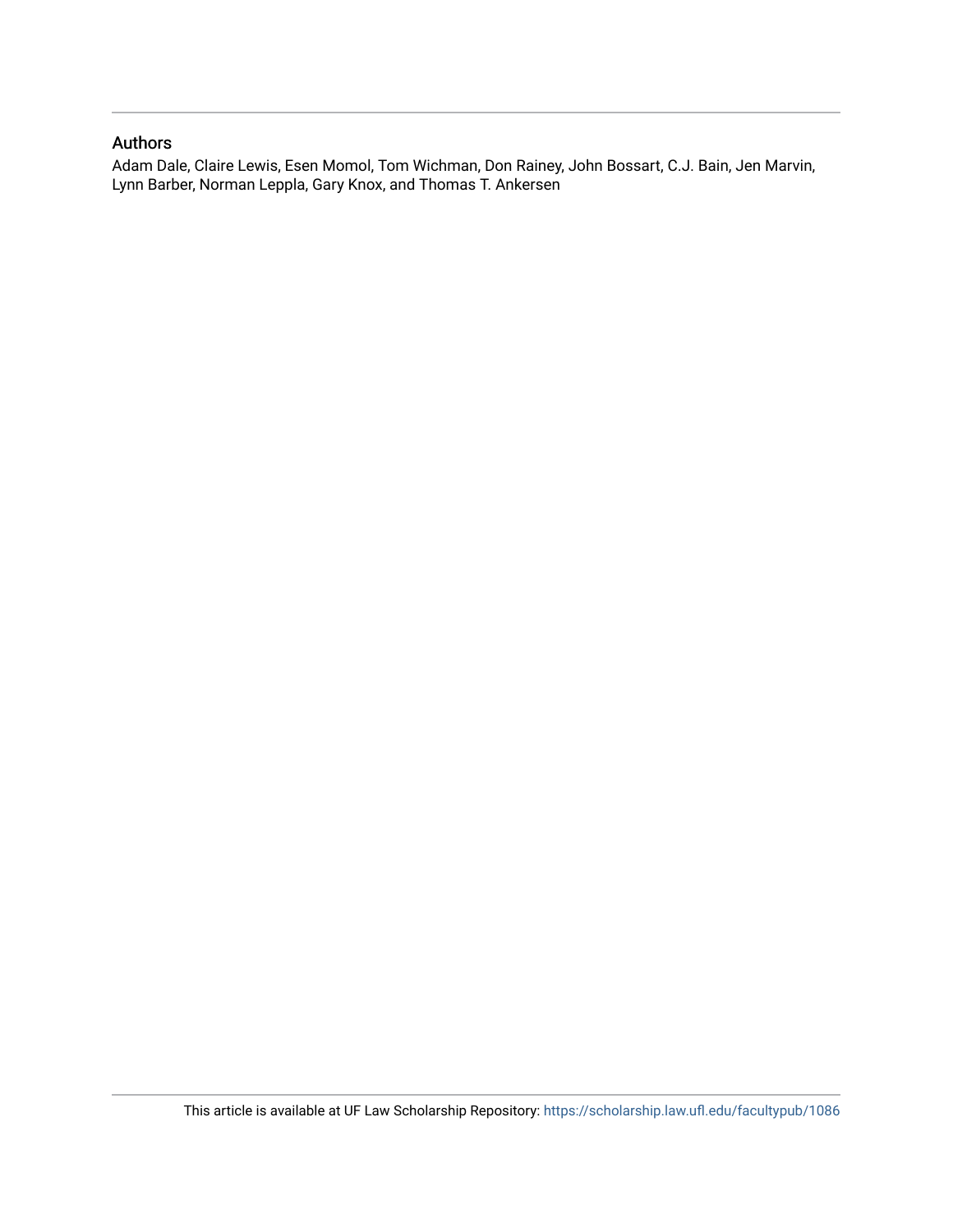## Authors

Adam Dale, Claire Lewis, Esen Momol, Tom Wichman, Don Rainey, John Bossart, C.J. Bain, Jen Marvin, Lynn Barber, Norman Leppla, Gary Knox, and Thomas T. Ankersen

This article is available at UF Law Scholarship Repository: https://scholarship.law.ufl.edu/facultypub/1086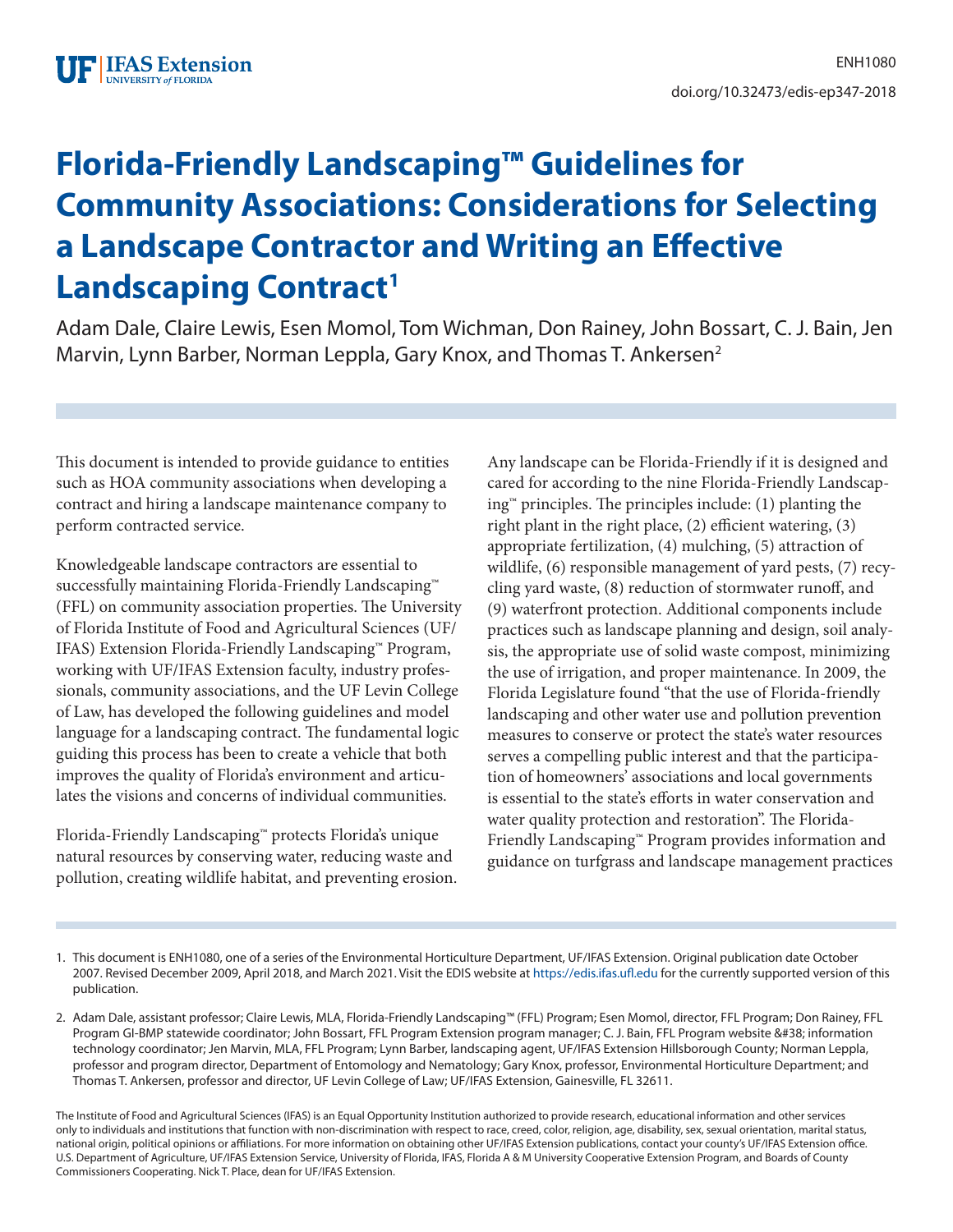# Florida-Friendly Landscaping™ Guidelines for Community Associations: Considerations for Selecting a Landscape Contractor and Writing an Effective Landscaping Contract[1]

Adam Dale, Claire Lewis, Esen Momol, Tom Wichman, Don Rainey, John Bossart, C. J. Bain, Jen Marvin, Lynn Barber, Norman Leppla, Gary Knox, and Thomas T. Ankersen[2]

This document is intended to provide guidance to entities such as HOA community associations when developing a contract and hiring a landscape maintenance company to perform contracted service.

Knowledgeable landscape contractors are essential to successfully maintaining Florida-Friendly Landscaping™ (FFL) on community association properties. The University of Florida Institute of Food and Agricultural Sciences (UF/IFAS) Extension Florida-Friendly Landscaping™ Program, working with UF/IFAS Extension faculty, industry professionals, community associations, and the UF Levin College of Law, has developed the following guidelines and model language for a landscaping contract. The fundamental logic guiding this process has been to create a vehicle that both improves the quality of Florida's environment and articulates the visions and concerns of individual communities.

Florida-Friendly Landscaping™ protects Florida's unique natural resources by conserving water, reducing waste and pollution, creating wildlife habitat, and preventing erosion. Any landscape can be Florida-Friendly if it is designed and cared for according to the nine Florida-Friendly Landscaping™ principles. The principles include: (1) planting the right plant in the right place, (2) efficient watering, (3) appropriate fertilization, (4) mulching, (5) attraction of wildlife, (6) responsible management of yard pests, (7) recycling yard waste, (8) reduction of stormwater runoff, and (9) waterfront protection. Additional components include practices such as landscape planning and design, soil analysis, the appropriate use of solid waste compost, minimizing the use of irrigation, and proper maintenance. In 2009, the Florida Legislature found "that the use of Florida-friendly landscaping and other water use and pollution prevention measures to conserve or protect the state's water resources serves a compelling public interest and that the participation of homeowners' associations and local governments is essential to the state's efforts in water conservation and water quality protection and restoration". The Florida-Friendly Landscaping™ Program provides information and guidance on turfgrass and landscape management practices

---

1. This document is ENH1080, one of a series of the Environmental Horticulture Department, UF/IFAS Extension. Original publication date October 2007. Revised December 2009, April 2018, and March 2021. Visit the EDIS website at https://edis.ifas.ufl.edu for the currently supported version of this publication.

2. Adam Dale, assistant professor; Claire Lewis, MLA, Florida-Friendly Landscaping™ (FFL) Program; Esen Momol, director, FFL Program; Don Rainey, FFL Program GI-BMP statewide coordinator; John Bossart, FFL Program Extension program manager; C. J. Bain, FFL Program website &#38; information technology coordinator; Jen Marvin, MLA, FFL Program; Lynn Barber, landscaping agent, UF/IFAS Extension Hillsborough County; Norman Leppla, professor and program director, Department of Entomology and Nematology; Gary Knox, professor, Environmental Horticulture Department; and Thomas T. Ankersen, professor and director, UF Levin College of Law; UF/IFAS Extension, Gainesville, FL 32611.

The Institute of Food and Agricultural Sciences (IFAS) is an Equal Opportunity Institution authorized to provide research, educational information and other services only to individuals and institutions that function with non-discrimination with respect to race, creed, color, religion, age, disability, sex, sexual orientation, marital status, national origin, political opinions or affiliations. For more information on obtaining other UF/IFAS Extension publications, contact your county's UF/IFAS Extension office. U.S. Department of Agriculture, UF/IFAS Extension Service, University of Florida, IFAS, Florida A & M University Cooperative Extension Program, and Boards of County Commissioners Cooperating. Nick T. Place, dean for UF/IFAS Extension.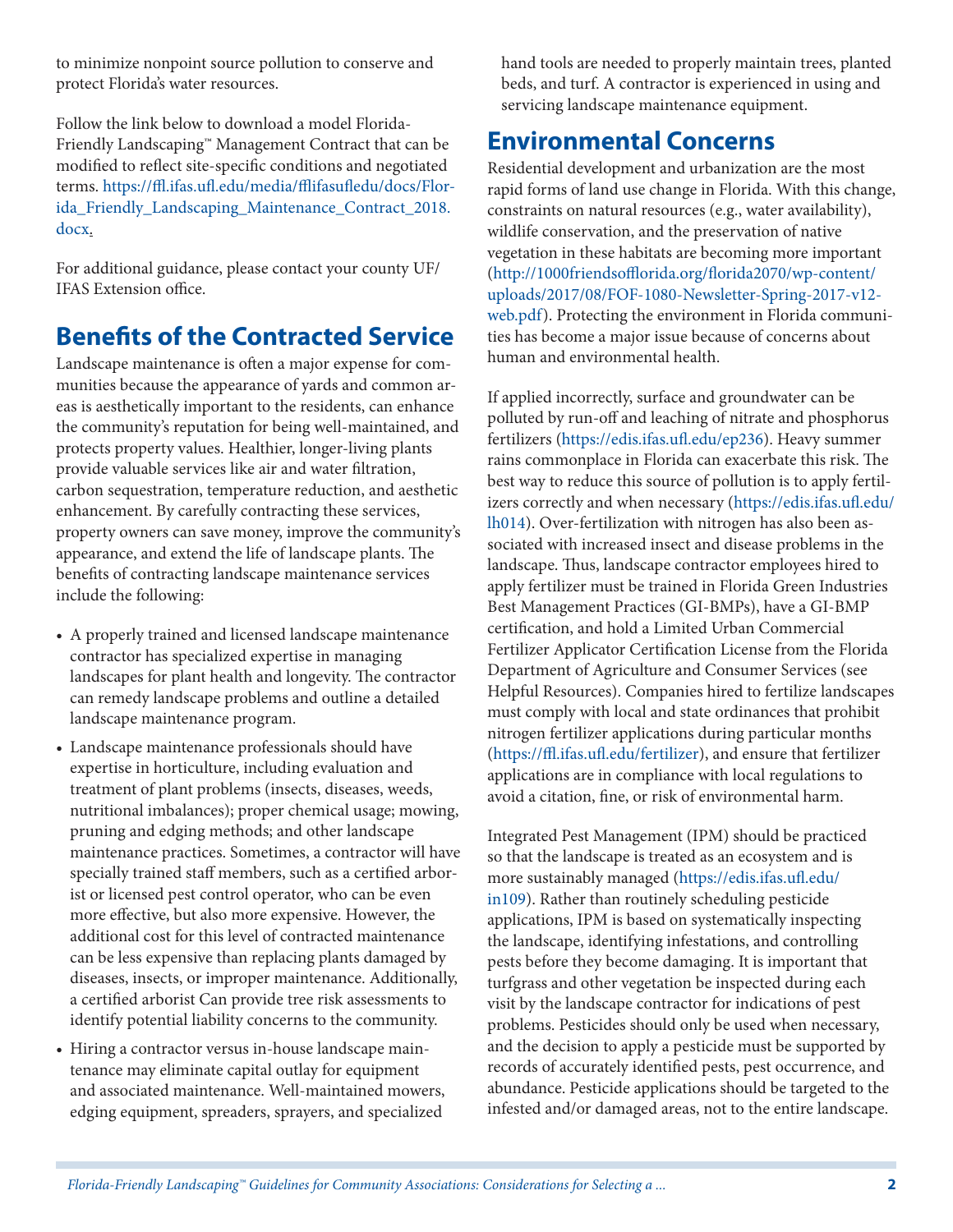to minimize nonpoint source pollution to conserve and protect Florida's water resources.

Follow the link below to download a model Florida-Friendly Landscaping™ Management Contract that can be modified to reflect site-specific conditions and negotiated terms. https://ffl.ifas.ufl.edu/media/fflifasufledu/docs/Florida_Friendly_Landscaping_Maintenance_Contract_2018.docx.

For additional guidance, please contact your county UF/IFAS Extension office.

## Benefits of the Contracted Service

Landscape maintenance is often a major expense for communities because the appearance of yards and common areas is aesthetically important to the residents, can enhance the community's reputation for being well-maintained, and protects property values. Healthier, longer-living plants provide valuable services like air and water filtration, carbon sequestration, temperature reduction, and aesthetic enhancement. By carefully contracting these services, property owners can save money, improve the community's appearance, and extend the life of landscape plants. The benefits of contracting landscape maintenance services include the following:

- A properly trained and licensed landscape maintenance contractor has specialized expertise in managing landscapes for plant health and longevity. The contractor can remedy landscape problems and outline a detailed landscape maintenance program.
- Landscape maintenance professionals should have expertise in horticulture, including evaluation and treatment of plant problems (insects, diseases, weeds, nutritional imbalances); proper chemical usage; mowing, pruning and edging methods; and other landscape maintenance practices. Sometimes, a contractor will have specially trained staff members, such as a certified arborist or licensed pest control operator, who can be even more effective, but also more expensive. However, the additional cost for this level of contracted maintenance can be less expensive than replacing plants damaged by diseases, insects, or improper maintenance. Additionally, a certified arborist Can provide tree risk assessments to identify potential liability concerns to the community.
- Hiring a contractor versus in-house landscape maintenance may eliminate capital outlay for equipment and associated maintenance. Well-maintained mowers, edging equipment, spreaders, sprayers, and specialized hand tools are needed to properly maintain trees, planted beds, and turf. A contractor is experienced in using and servicing landscape maintenance equipment.

## Environmental Concerns

Residential development and urbanization are the most rapid forms of land use change in Florida. With this change, constraints on natural resources (e.g., water availability), wildlife conservation, and the preservation of native vegetation in these habitats are becoming more important (http://1000friendsofflorida.org/florida2070/wp-content/uploads/2017/08/FOF-1080-Newsletter-Spring-2017-v12-web.pdf). Protecting the environment in Florida communities has become a major issue because of concerns about human and environmental health.

If applied incorrectly, surface and groundwater can be polluted by run-off and leaching of nitrate and phosphorus fertilizers (https://edis.ifas.ufl.edu/ep236). Heavy summer rains commonplace in Florida can exacerbate this risk. The best way to reduce this source of pollution is to apply fertilizers correctly and when necessary (https://edis.ifas.ufl.edu/lh014). Over-fertilization with nitrogen has also been associated with increased insect and disease problems in the landscape. Thus, landscape contractor employees hired to apply fertilizer must be trained in Florida Green Industries Best Management Practices (GI-BMPs), have a GI-BMP certification, and hold a Limited Urban Commercial Fertilizer Applicator Certification License from the Florida Department of Agriculture and Consumer Services (see Helpful Resources). Companies hired to fertilize landscapes must comply with local and state ordinances that prohibit nitrogen fertilizer applications during particular months (https://ffl.ifas.ufl.edu/fertilizer), and ensure that fertilizer applications are in compliance with local regulations to avoid a citation, fine, or risk of environmental harm.

Integrated Pest Management (IPM) should be practiced so that the landscape is treated as an ecosystem and is more sustainably managed (https://edis.ifas.ufl.edu/in109). Rather than routinely scheduling pesticide applications, IPM is based on systematically inspecting the landscape, identifying infestations, and controlling pests before they become damaging. It is important that turfgrass and other vegetation be inspected during each visit by the landscape contractor for indications of pest problems. Pesticides should only be used when necessary, and the decision to apply a pesticide must be supported by records of accurately identified pests, pest occurrence, and abundance. Pesticide applications should be targeted to the infested and/or damaged areas, not to the entire landscape.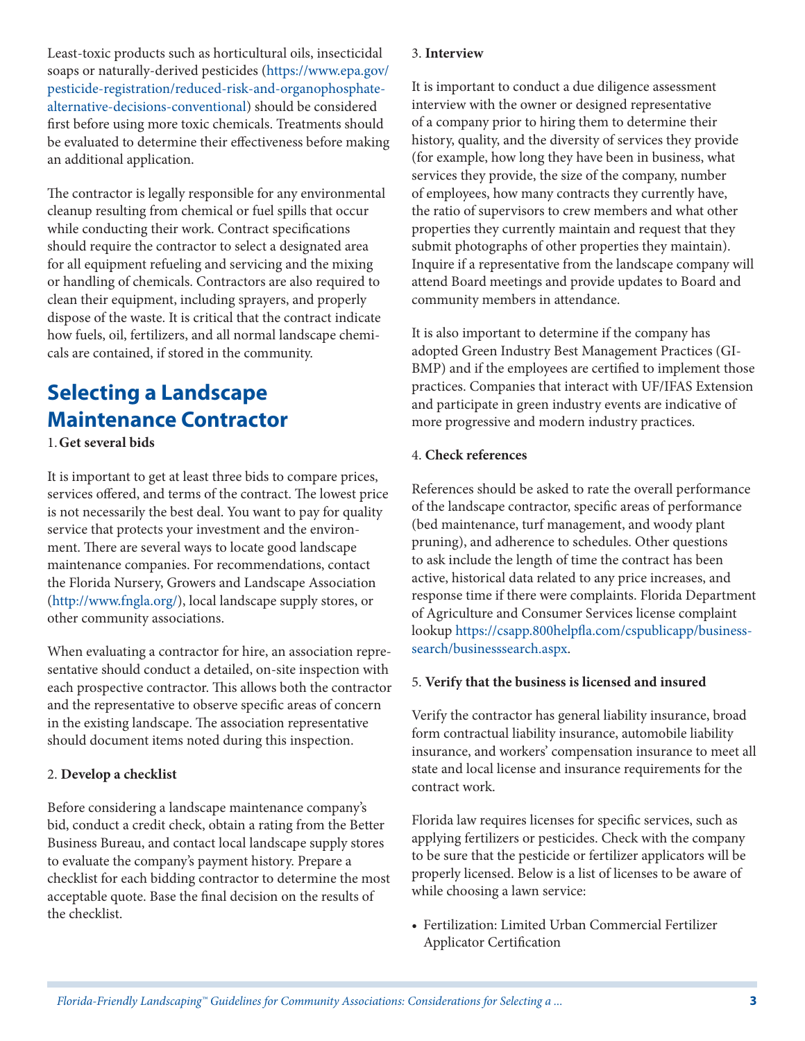Least-toxic products such as horticultural oils, insecticidal soaps or naturally-derived pesticides (https://www.epa.gov/pesticide-registration/reduced-risk-and-organophosphate-alternative-decisions-conventional) should be considered first before using more toxic chemicals. Treatments should be evaluated to determine their effectiveness before making an additional application.

The contractor is legally responsible for any environmental cleanup resulting from chemical or fuel spills that occur while conducting their work. Contract specifications should require the contractor to select a designated area for all equipment refueling and servicing and the mixing or handling of chemicals. Contractors are also required to clean their equipment, including sprayers, and properly dispose of the waste. It is critical that the contract indicate how fuels, oil, fertilizers, and all normal landscape chemicals are contained, if stored in the community.

## Selecting a Landscape Maintenance Contractor

1. **Get several bids**

It is important to get at least three bids to compare prices, services offered, and terms of the contract. The lowest price is not necessarily the best deal. You want to pay for quality service that protects your investment and the environment. There are several ways to locate good landscape maintenance companies. For recommendations, contact the Florida Nursery, Growers and Landscape Association (http://www.fngla.org/), local landscape supply stores, or other community associations.

When evaluating a contractor for hire, an association representative should conduct a detailed, on-site inspection with each prospective contractor. This allows both the contractor and the representative to observe specific areas of concern in the existing landscape. The association representative should document items noted during this inspection.

2. **Develop a checklist**

Before considering a landscape maintenance company's bid, conduct a credit check, obtain a rating from the Better Business Bureau, and contact local landscape supply stores to evaluate the company's payment history. Prepare a checklist for each bidding contractor to determine the most acceptable quote. Base the final decision on the results of the checklist.

3. **Interview**

It is important to conduct a due diligence assessment interview with the owner or designed representative of a company prior to hiring them to determine their history, quality, and the diversity of services they provide (for example, how long they have been in business, what services they provide, the size of the company, number of employees, how many contracts they currently have, the ratio of supervisors to crew members and what other properties they currently maintain and request that they submit photographs of other properties they maintain). Inquire if a representative from the landscape company will attend Board meetings and provide updates to Board and community members in attendance.

It is also important to determine if the company has adopted Green Industry Best Management Practices (GI-BMP) and if the employees are certified to implement those practices. Companies that interact with UF/IFAS Extension and participate in green industry events are indicative of more progressive and modern industry practices.

4. **Check references**

References should be asked to rate the overall performance of the landscape contractor, specific areas of performance (bed maintenance, turf management, and woody plant pruning), and adherence to schedules. Other questions to ask include the length of time the contract has been active, historical data related to any price increases, and response time if there were complaints. Florida Department of Agriculture and Consumer Services license complaint lookup https://csapp.800helpfla.com/cspublicapp/businesssearch/businesssearch.aspx.

5. **Verify that the business is licensed and insured**

Verify the contractor has general liability insurance, broad form contractual liability insurance, automobile liability insurance, and workers' compensation insurance to meet all state and local license and insurance requirements for the contract work.

Florida law requires licenses for specific services, such as applying fertilizers or pesticides. Check with the company to be sure that the pesticide or fertilizer applicators will be properly licensed. Below is a list of licenses to be aware of while choosing a lawn service:

- Fertilization: Limited Urban Commercial Fertilizer Applicator Certification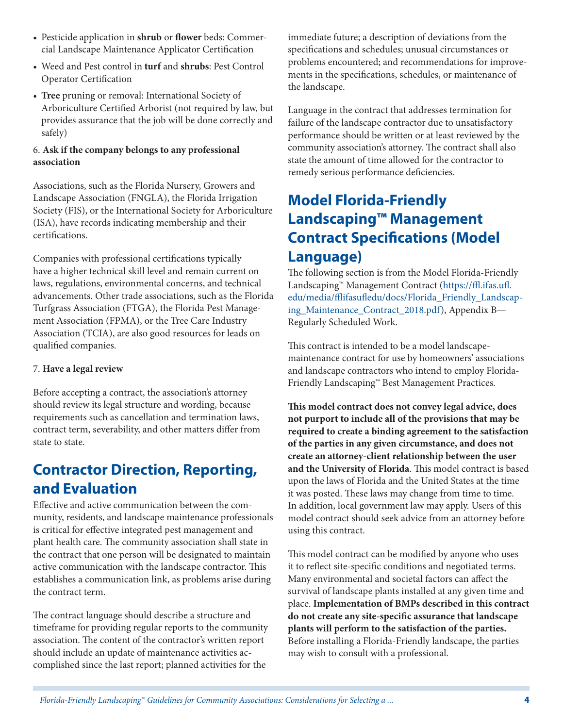- Pesticide application in **shrub** or **flower** beds: Commercial Landscape Maintenance Applicator Certification
- Weed and Pest control in **turf** and **shrubs**: Pest Control Operator Certification
- **Tree** pruning or removal: International Society of Arboriculture Certified Arborist (not required by law, but provides assurance that the job will be done correctly and safely)

6. **Ask if the company belongs to any professional association**

Associations, such as the Florida Nursery, Growers and Landscape Association (FNGLA), the Florida Irrigation Society (FIS), or the International Society for Arboriculture (ISA), have records indicating membership and their certifications.

Companies with professional certifications typically have a higher technical skill level and remain current on laws, regulations, environmental concerns, and technical advancements. Other trade associations, such as the Florida Turfgrass Association (FTGA), the Florida Pest Management Association (FPMA), or the Tree Care Industry Association (TCIA), are also good resources for leads on qualified companies.

7. **Have a legal review**

Before accepting a contract, the association's attorney should review its legal structure and wording, because requirements such as cancellation and termination laws, contract term, severability, and other matters differ from state to state.

## Contractor Direction, Reporting, and Evaluation

Effective and active communication between the community, residents, and landscape maintenance professionals is critical for effective integrated pest management and plant health care. The community association shall state in the contract that one person will be designated to maintain active communication with the landscape contractor. This establishes a communication link, as problems arise during the contract term.

The contract language should describe a structure and timeframe for providing regular reports to the community association. The content of the contractor's written report should include an update of maintenance activities accomplished since the last report; planned activities for the immediate future; a description of deviations from the specifications and schedules; unusual circumstances or problems encountered; and recommendations for improvements in the specifications, schedules, or maintenance of the landscape.

Language in the contract that addresses termination for failure of the landscape contractor due to unsatisfactory performance should be written or at least reviewed by the community association's attorney. The contract shall also state the amount of time allowed for the contractor to remedy serious performance deficiencies.

## Model Florida-Friendly Landscaping™ Management Contract Specifications (Model Language)

The following section is from the Model Florida-Friendly Landscaping™ Management Contract (https://ffl.ifas.ufl.edu/media/fflifasufledu/docs/Florida_Friendly_Landscaping_Maintenance_Contract_2018.pdf), Appendix B—Regularly Scheduled Work.

This contract is intended to be a model landscape-maintenance contract for use by homeowners' associations and landscape contractors who intend to employ Florida-Friendly Landscaping™ Best Management Practices.

**This model contract does not convey legal advice, does not purport to include all of the provisions that may be required to create a binding agreement to the satisfaction of the parties in any given circumstance, and does not create an attorney-client relationship between the user and the University of Florida**. This model contract is based upon the laws of Florida and the United States at the time it was posted. These laws may change from time to time. In addition, local government law may apply. Users of this model contract should seek advice from an attorney before using this contract.

This model contract can be modified by anyone who uses it to reflect site-specific conditions and negotiated terms. Many environmental and societal factors can affect the survival of landscape plants installed at any given time and place. **Implementation of BMPs described in this contract do not create any site-specific assurance that landscape plants will perform to the satisfaction of the parties.** Before installing a Florida-Friendly landscape, the parties may wish to consult with a professional.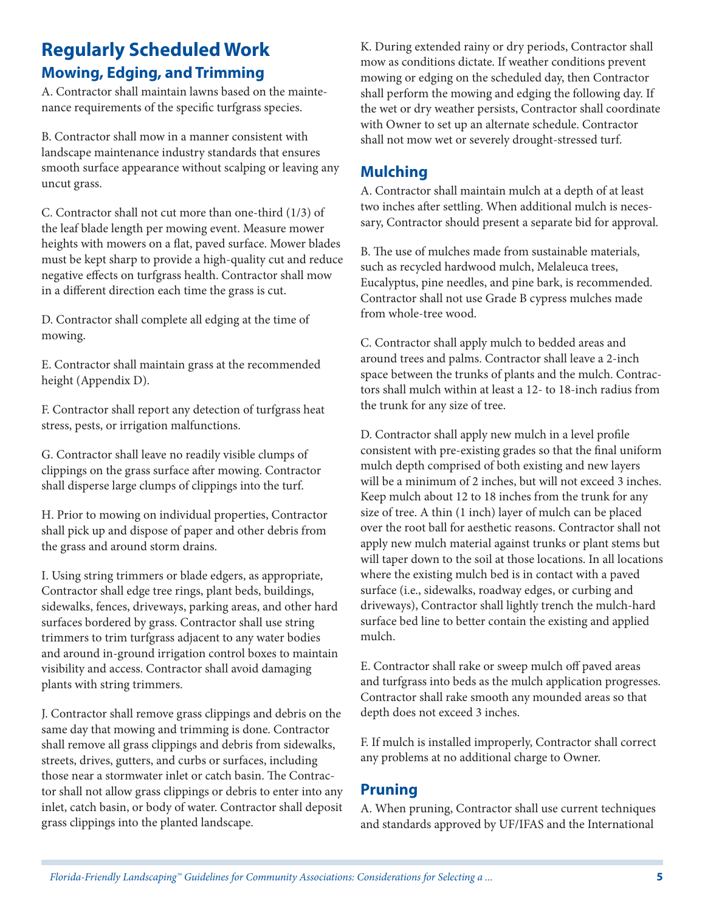# Regularly Scheduled Work

## Mowing, Edging, and Trimming

A. Contractor shall maintain lawns based on the maintenance requirements of the specific turfgrass species.

B. Contractor shall mow in a manner consistent with landscape maintenance industry standards that ensures smooth surface appearance without scalping or leaving any uncut grass.

C. Contractor shall not cut more than one-third (1/3) of the leaf blade length per mowing event. Measure mower heights with mowers on a flat, paved surface. Mower blades must be kept sharp to provide a high-quality cut and reduce negative effects on turfgrass health. Contractor shall mow in a different direction each time the grass is cut.

D. Contractor shall complete all edging at the time of mowing.

E. Contractor shall maintain grass at the recommended height (Appendix D).

F. Contractor shall report any detection of turfgrass heat stress, pests, or irrigation malfunctions.

G. Contractor shall leave no readily visible clumps of clippings on the grass surface after mowing. Contractor shall disperse large clumps of clippings into the turf.

H. Prior to mowing on individual properties, Contractor shall pick up and dispose of paper and other debris from the grass and around storm drains.

I. Using string trimmers or blade edgers, as appropriate, Contractor shall edge tree rings, plant beds, buildings, sidewalks, fences, driveways, parking areas, and other hard surfaces bordered by grass. Contractor shall use string trimmers to trim turfgrass adjacent to any water bodies and around in-ground irrigation control boxes to maintain visibility and access. Contractor shall avoid damaging plants with string trimmers.

J. Contractor shall remove grass clippings and debris on the same day that mowing and trimming is done. Contractor shall remove all grass clippings and debris from sidewalks, streets, drives, gutters, and curbs or surfaces, including those near a stormwater inlet or catch basin. The Contractor shall not allow grass clippings or debris to enter into any inlet, catch basin, or body of water. Contractor shall deposit grass clippings into the planted landscape.

K. During extended rainy or dry periods, Contractor shall mow as conditions dictate. If weather conditions prevent mowing or edging on the scheduled day, then Contractor shall perform the mowing and edging the following day. If the wet or dry weather persists, Contractor shall coordinate with Owner to set up an alternate schedule. Contractor shall not mow wet or severely drought-stressed turf.

## Mulching

A. Contractor shall maintain mulch at a depth of at least two inches after settling. When additional mulch is necessary, Contractor should present a separate bid for approval.

B. The use of mulches made from sustainable materials, such as recycled hardwood mulch, Melaleuca trees, Eucalyptus, pine needles, and pine bark, is recommended. Contractor shall not use Grade B cypress mulches made from whole-tree wood.

C. Contractor shall apply mulch to bedded areas and around trees and palms. Contractor shall leave a 2-inch space between the trunks of plants and the mulch. Contractors shall mulch within at least a 12- to 18-inch radius from the trunk for any size of tree.

D. Contractor shall apply new mulch in a level profile consistent with pre-existing grades so that the final uniform mulch depth comprised of both existing and new layers will be a minimum of 2 inches, but will not exceed 3 inches. Keep mulch about 12 to 18 inches from the trunk for any size of tree. A thin (1 inch) layer of mulch can be placed over the root ball for aesthetic reasons. Contractor shall not apply new mulch material against trunks or plant stems but will taper down to the soil at those locations. In all locations where the existing mulch bed is in contact with a paved surface (i.e., sidewalks, roadway edges, or curbing and driveways), Contractor shall lightly trench the mulch-hard surface bed line to better contain the existing and applied mulch.

E. Contractor shall rake or sweep mulch off paved areas and turfgrass into beds as the mulch application progresses. Contractor shall rake smooth any mounded areas so that depth does not exceed 3 inches.

F. If mulch is installed improperly, Contractor shall correct any problems at no additional charge to Owner.

## Pruning

A. When pruning, Contractor shall use current techniques and standards approved by UF/IFAS and the International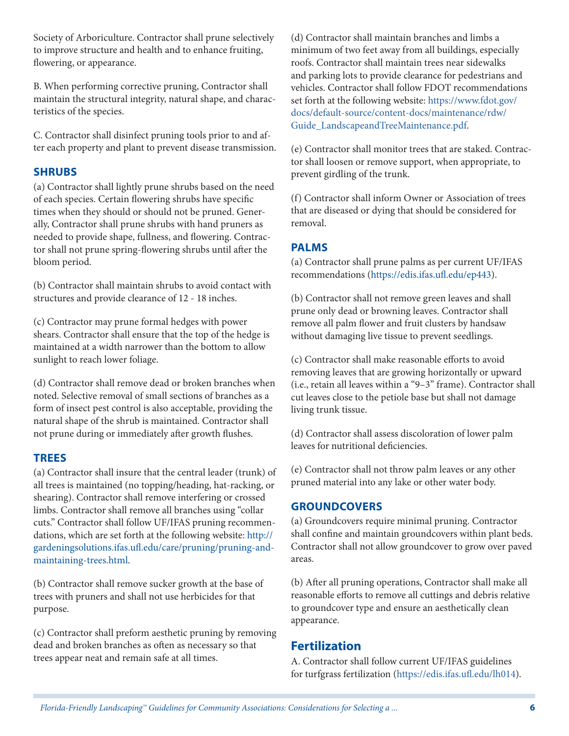Society of Arboriculture. Contractor shall prune selectively to improve structure and health and to enhance fruiting, flowering, or appearance.

B. When performing corrective pruning, Contractor shall maintain the structural integrity, natural shape, and characteristics of the species.

C. Contractor shall disinfect pruning tools prior to and after each property and plant to prevent disease transmission.

### SHRUBS

(a) Contractor shall lightly prune shrubs based on the need of each species. Certain flowering shrubs have specific times when they should or should not be pruned. Generally, Contractor shall prune shrubs with hand pruners as needed to provide shape, fullness, and flowering. Contractor shall not prune spring-flowering shrubs until after the bloom period.

(b) Contractor shall maintain shrubs to avoid contact with structures and provide clearance of 12 - 18 inches.

(c) Contractor may prune formal hedges with power shears. Contractor shall ensure that the top of the hedge is maintained at a width narrower than the bottom to allow sunlight to reach lower foliage.

(d) Contractor shall remove dead or broken branches when noted. Selective removal of small sections of branches as a form of insect pest control is also acceptable, providing the natural shape of the shrub is maintained. Contractor shall not prune during or immediately after growth flushes.

### TREES

(a) Contractor shall insure that the central leader (trunk) of all trees is maintained (no topping/heading, hat-racking, or shearing). Contractor shall remove interfering or crossed limbs. Contractor shall remove all branches using "collar cuts." Contractor shall follow UF/IFAS pruning recommendations, which are set forth at the following website: http://gardeningsolutions.ifas.ufl.edu/care/pruning/pruning-and-maintaining-trees.html.

(b) Contractor shall remove sucker growth at the base of trees with pruners and shall not use herbicides for that purpose.

(c) Contractor shall preform aesthetic pruning by removing dead and broken branches as often as necessary so that trees appear neat and remain safe at all times.

(d) Contractor shall maintain branches and limbs a minimum of two feet away from all buildings, especially roofs. Contractor shall maintain trees near sidewalks and parking lots to provide clearance for pedestrians and vehicles. Contractor shall follow FDOT recommendations set forth at the following website: https://www.fdot.gov/docs/default-source/content-docs/maintenance/rdw/Guide_LandscapeandTreeMaintenance.pdf.

(e) Contractor shall monitor trees that are staked. Contractor shall loosen or remove support, when appropriate, to prevent girdling of the trunk.

(f) Contractor shall inform Owner or Association of trees that are diseased or dying that should be considered for removal.

### PALMS

(a) Contractor shall prune palms as per current UF/IFAS recommendations (https://edis.ifas.ufl.edu/ep443).

(b) Contractor shall not remove green leaves and shall prune only dead or browning leaves. Contractor shall remove all palm flower and fruit clusters by handsaw without damaging live tissue to prevent seedlings.

(c) Contractor shall make reasonable efforts to avoid removing leaves that are growing horizontally or upward (i.e., retain all leaves within a "9–3" frame). Contractor shall cut leaves close to the petiole base but shall not damage living trunk tissue.

(d) Contractor shall assess discoloration of lower palm leaves for nutritional deficiencies.

(e) Contractor shall not throw palm leaves or any other pruned material into any lake or other water body.

### GROUNDCOVERS

(a) Groundcovers require minimal pruning. Contractor shall confine and maintain groundcovers within plant beds. Contractor shall not allow groundcover to grow over paved areas.

(b) After all pruning operations, Contractor shall make all reasonable efforts to remove all cuttings and debris relative to groundcover type and ensure an aesthetically clean appearance.

## Fertilization

A. Contractor shall follow current UF/IFAS guidelines for turfgrass fertilization (https://edis.ifas.ufl.edu/lh014).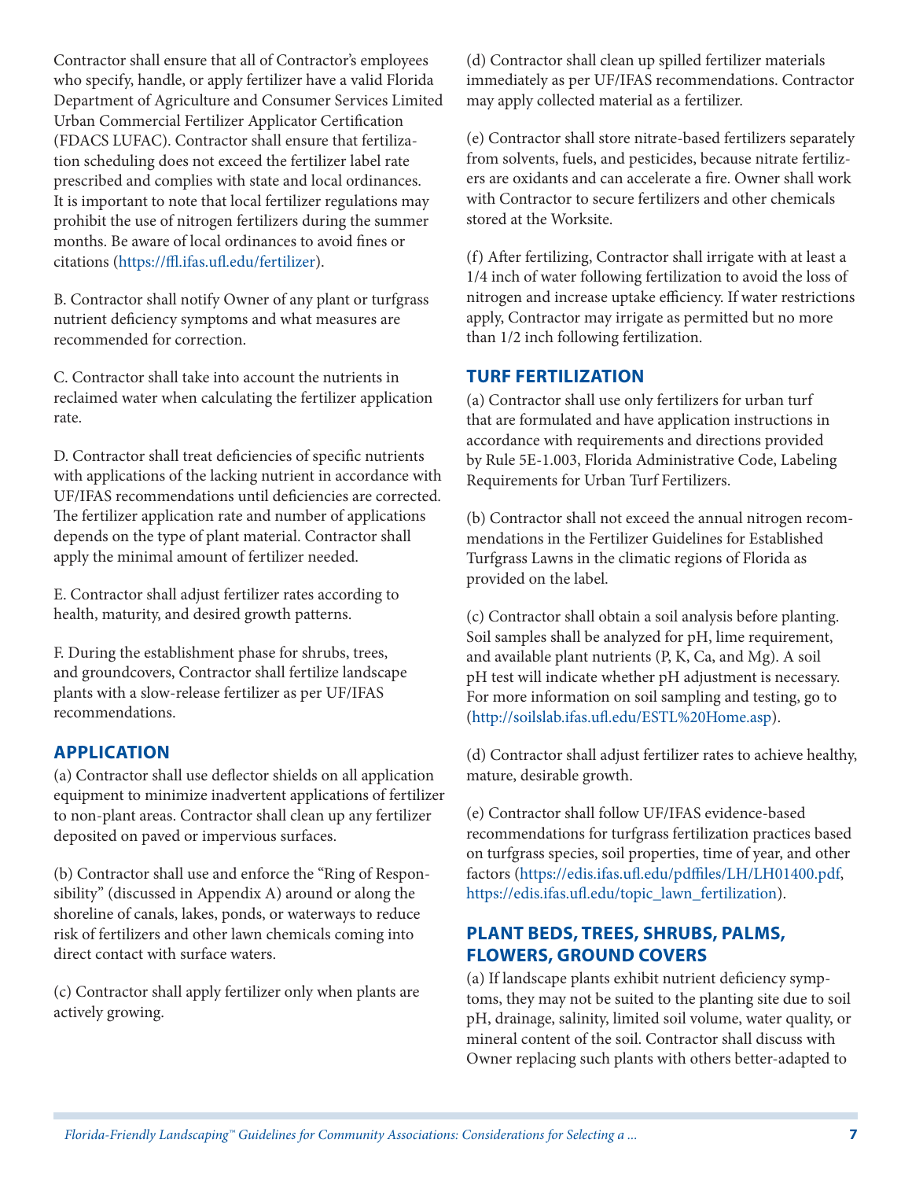Contractor shall ensure that all of Contractor's employees who specify, handle, or apply fertilizer have a valid Florida Department of Agriculture and Consumer Services Limited Urban Commercial Fertilizer Applicator Certification (FDACS LUFAC). Contractor shall ensure that fertilization scheduling does not exceed the fertilizer label rate prescribed and complies with state and local ordinances. It is important to note that local fertilizer regulations may prohibit the use of nitrogen fertilizers during the summer months. Be aware of local ordinances to avoid fines or citations (https://ffl.ifas.ufl.edu/fertilizer).

B. Contractor shall notify Owner of any plant or turfgrass nutrient deficiency symptoms and what measures are recommended for correction.

C. Contractor shall take into account the nutrients in reclaimed water when calculating the fertilizer application rate.

D. Contractor shall treat deficiencies of specific nutrients with applications of the lacking nutrient in accordance with UF/IFAS recommendations until deficiencies are corrected. The fertilizer application rate and number of applications depends on the type of plant material. Contractor shall apply the minimal amount of fertilizer needed.

E. Contractor shall adjust fertilizer rates according to health, maturity, and desired growth patterns.

F. During the establishment phase for shrubs, trees, and groundcovers, Contractor shall fertilize landscape plants with a slow-release fertilizer as per UF/IFAS recommendations.

## APPLICATION

(a) Contractor shall use deflector shields on all application equipment to minimize inadvertent applications of fertilizer to non-plant areas. Contractor shall clean up any fertilizer deposited on paved or impervious surfaces.

(b) Contractor shall use and enforce the "Ring of Responsibility" (discussed in Appendix A) around or along the shoreline of canals, lakes, ponds, or waterways to reduce risk of fertilizers and other lawn chemicals coming into direct contact with surface waters.

(c) Contractor shall apply fertilizer only when plants are actively growing.

(d) Contractor shall clean up spilled fertilizer materials immediately as per UF/IFAS recommendations. Contractor may apply collected material as a fertilizer.

(e) Contractor shall store nitrate-based fertilizers separately from solvents, fuels, and pesticides, because nitrate fertilizers are oxidants and can accelerate a fire. Owner shall work with Contractor to secure fertilizers and other chemicals stored at the Worksite.

(f) After fertilizing, Contractor shall irrigate with at least a 1/4 inch of water following fertilization to avoid the loss of nitrogen and increase uptake efficiency. If water restrictions apply, Contractor may irrigate as permitted but no more than 1/2 inch following fertilization.

## TURF FERTILIZATION

(a) Contractor shall use only fertilizers for urban turf that are formulated and have application instructions in accordance with requirements and directions provided by Rule 5E-1.003, Florida Administrative Code, Labeling Requirements for Urban Turf Fertilizers.

(b) Contractor shall not exceed the annual nitrogen recommendations in the Fertilizer Guidelines for Established Turfgrass Lawns in the climatic regions of Florida as provided on the label.

(c) Contractor shall obtain a soil analysis before planting. Soil samples shall be analyzed for pH, lime requirement, and available plant nutrients (P, K, Ca, and Mg). A soil pH test will indicate whether pH adjustment is necessary. For more information on soil sampling and testing, go to (http://soilslab.ifas.ufl.edu/ESTL%20Home.asp).

(d) Contractor shall adjust fertilizer rates to achieve healthy, mature, desirable growth.

(e) Contractor shall follow UF/IFAS evidence-based recommendations for turfgrass fertilization practices based on turfgrass species, soil properties, time of year, and other factors (https://edis.ifas.ufl.edu/pdffiles/LH/LH01400.pdf, https://edis.ifas.ufl.edu/topic_lawn_fertilization).

## PLANT BEDS, TREES, SHRUBS, PALMS, FLOWERS, GROUND COVERS

(a) If landscape plants exhibit nutrient deficiency symptoms, they may not be suited to the planting site due to soil pH, drainage, salinity, limited soil volume, water quality, or mineral content of the soil. Contractor shall discuss with Owner replacing such plants with others better-adapted to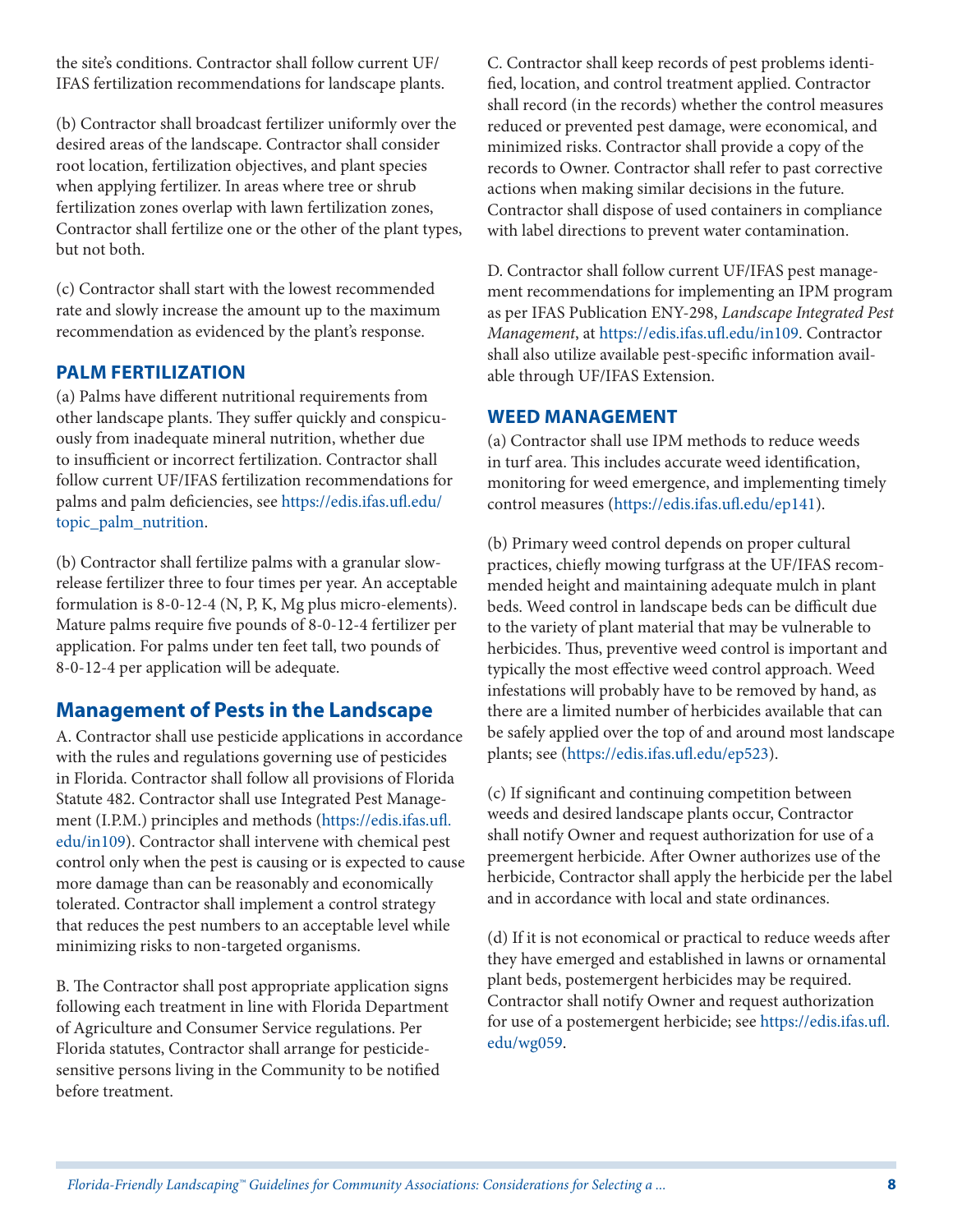the site's conditions. Contractor shall follow current UF/IFAS fertilization recommendations for landscape plants.

(b) Contractor shall broadcast fertilizer uniformly over the desired areas of the landscape. Contractor shall consider root location, fertilization objectives, and plant species when applying fertilizer. In areas where tree or shrub fertilization zones overlap with lawn fertilization zones, Contractor shall fertilize one or the other of the plant types, but not both.

(c) Contractor shall start with the lowest recommended rate and slowly increase the amount up to the maximum recommendation as evidenced by the plant's response.

### PALM FERTILIZATION

(a) Palms have different nutritional requirements from other landscape plants. They suffer quickly and conspicuously from inadequate mineral nutrition, whether due to insufficient or incorrect fertilization. Contractor shall follow current UF/IFAS fertilization recommendations for palms and palm deficiencies, see https://edis.ifas.ufl.edu/topic_palm_nutrition.

(b) Contractor shall fertilize palms with a granular slow-release fertilizer three to four times per year. An acceptable formulation is 8-0-12-4 (N, P, K, Mg plus micro-elements). Mature palms require five pounds of 8-0-12-4 fertilizer per application. For palms under ten feet tall, two pounds of 8-0-12-4 per application will be adequate.

## Management of Pests in the Landscape

A. Contractor shall use pesticide applications in accordance with the rules and regulations governing use of pesticides in Florida. Contractor shall follow all provisions of Florida Statute 482. Contractor shall use Integrated Pest Management (I.P.M.) principles and methods (https://edis.ifas.ufl.edu/in109). Contractor shall intervene with chemical pest control only when the pest is causing or is expected to cause more damage than can be reasonably and economically tolerated. Contractor shall implement a control strategy that reduces the pest numbers to an acceptable level while minimizing risks to non-targeted organisms.

B. The Contractor shall post appropriate application signs following each treatment in line with Florida Department of Agriculture and Consumer Service regulations. Per Florida statutes, Contractor shall arrange for pesticide-sensitive persons living in the Community to be notified before treatment.

C. Contractor shall keep records of pest problems identified, location, and control treatment applied. Contractor shall record (in the records) whether the control measures reduced or prevented pest damage, were economical, and minimized risks. Contractor shall provide a copy of the records to Owner. Contractor shall refer to past corrective actions when making similar decisions in the future. Contractor shall dispose of used containers in compliance with label directions to prevent water contamination.

D. Contractor shall follow current UF/IFAS pest management recommendations for implementing an IPM program as per IFAS Publication ENY-298, *Landscape Integrated Pest Management*, at https://edis.ifas.ufl.edu/in109. Contractor shall also utilize available pest-specific information available through UF/IFAS Extension.

### WEED MANAGEMENT

(a) Contractor shall use IPM methods to reduce weeds in turf area. This includes accurate weed identification, monitoring for weed emergence, and implementing timely control measures (https://edis.ifas.ufl.edu/ep141).

(b) Primary weed control depends on proper cultural practices, chiefly mowing turfgrass at the UF/IFAS recommended height and maintaining adequate mulch in plant beds. Weed control in landscape beds can be difficult due to the variety of plant material that may be vulnerable to herbicides. Thus, preventive weed control is important and typically the most effective weed control approach. Weed infestations will probably have to be removed by hand, as there are a limited number of herbicides available that can be safely applied over the top of and around most landscape plants; see (https://edis.ifas.ufl.edu/ep523).

(c) If significant and continuing competition between weeds and desired landscape plants occur, Contractor shall notify Owner and request authorization for use of a preemergent herbicide. After Owner authorizes use of the herbicide, Contractor shall apply the herbicide per the label and in accordance with local and state ordinances.

(d) If it is not economical or practical to reduce weeds after they have emerged and established in lawns or ornamental plant beds, postemergent herbicides may be required. Contractor shall notify Owner and request authorization for use of a postemergent herbicide; see https://edis.ifas.ufl.edu/wg059.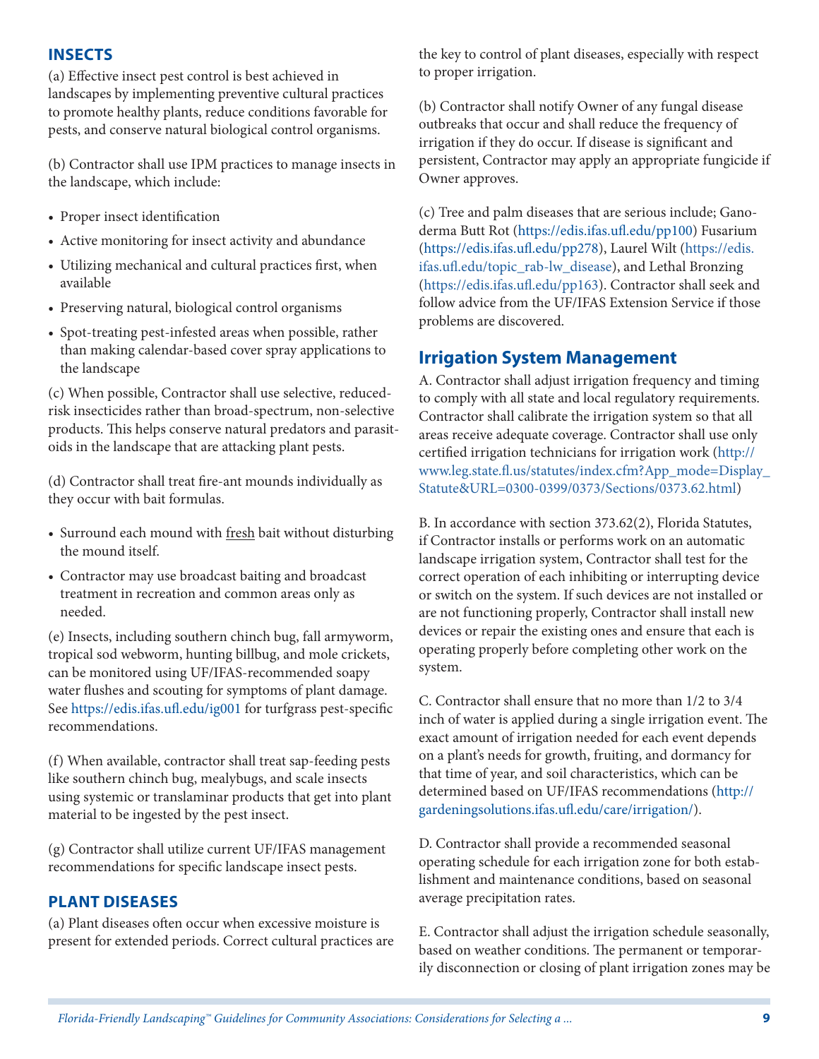## INSECTS

(a) Effective insect pest control is best achieved in landscapes by implementing preventive cultural practices to promote healthy plants, reduce conditions favorable for pests, and conserve natural biological control organisms.

(b) Contractor shall use IPM practices to manage insects in the landscape, which include:

- Proper insect identification
- Active monitoring for insect activity and abundance
- Utilizing mechanical and cultural practices first, when available
- Preserving natural, biological control organisms
- Spot-treating pest-infested areas when possible, rather than making calendar-based cover spray applications to the landscape

(c) When possible, Contractor shall use selective, reduced-risk insecticides rather than broad-spectrum, non-selective products. This helps conserve natural predators and parasitoids in the landscape that are attacking plant pests.

(d) Contractor shall treat fire-ant mounds individually as they occur with bait formulas.

- Surround each mound with fresh bait without disturbing the mound itself.
- Contractor may use broadcast baiting and broadcast treatment in recreation and common areas only as needed.

(e) Insects, including southern chinch bug, fall armyworm, tropical sod webworm, hunting billbug, and mole crickets, can be monitored using UF/IFAS-recommended soapy water flushes and scouting for symptoms of plant damage. See https://edis.ifas.ufl.edu/ig001 for turfgrass pest-specific recommendations.

(f) When available, contractor shall treat sap-feeding pests like southern chinch bug, mealybugs, and scale insects using systemic or translaminar products that get into plant material to be ingested by the pest insect.

(g) Contractor shall utilize current UF/IFAS management recommendations for specific landscape insect pests.

## PLANT DISEASES

(a) Plant diseases often occur when excessive moisture is present for extended periods. Correct cultural practices are the key to control of plant diseases, especially with respect to proper irrigation.

(b) Contractor shall notify Owner of any fungal disease outbreaks that occur and shall reduce the frequency of irrigation if they do occur. If disease is significant and persistent, Contractor may apply an appropriate fungicide if Owner approves.

(c) Tree and palm diseases that are serious include; Ganoderma Butt Rot (https://edis.ifas.ufl.edu/pp100) Fusarium (https://edis.ifas.ufl.edu/pp278), Laurel Wilt (https://edis.ifas.ufl.edu/topic_rab-lw_disease), and Lethal Bronzing (https://edis.ifas.ufl.edu/pp163). Contractor shall seek and follow advice from the UF/IFAS Extension Service if those problems are discovered.

## Irrigation System Management

A. Contractor shall adjust irrigation frequency and timing to comply with all state and local regulatory requirements. Contractor shall calibrate the irrigation system so that all areas receive adequate coverage. Contractor shall use only certified irrigation technicians for irrigation work (http://www.leg.state.fl.us/statutes/index.cfm?App_mode=Display_Statute&URL=0300-0399/0373/Sections/0373.62.html)

B. In accordance with section 373.62(2), Florida Statutes, if Contractor installs or performs work on an automatic landscape irrigation system, Contractor shall test for the correct operation of each inhibiting or interrupting device or switch on the system. If such devices are not installed or are not functioning properly, Contractor shall install new devices or repair the existing ones and ensure that each is operating properly before completing other work on the system.

C. Contractor shall ensure that no more than 1/2 to 3/4 inch of water is applied during a single irrigation event. The exact amount of irrigation needed for each event depends on a plant's needs for growth, fruiting, and dormancy for that time of year, and soil characteristics, which can be determined based on UF/IFAS recommendations (http://gardeningsolutions.ifas.ufl.edu/care/irrigation/).

D. Contractor shall provide a recommended seasonal operating schedule for each irrigation zone for both establishment and maintenance conditions, based on seasonal average precipitation rates.

E. Contractor shall adjust the irrigation schedule seasonally, based on weather conditions. The permanent or temporarily disconnection or closing of plant irrigation zones may be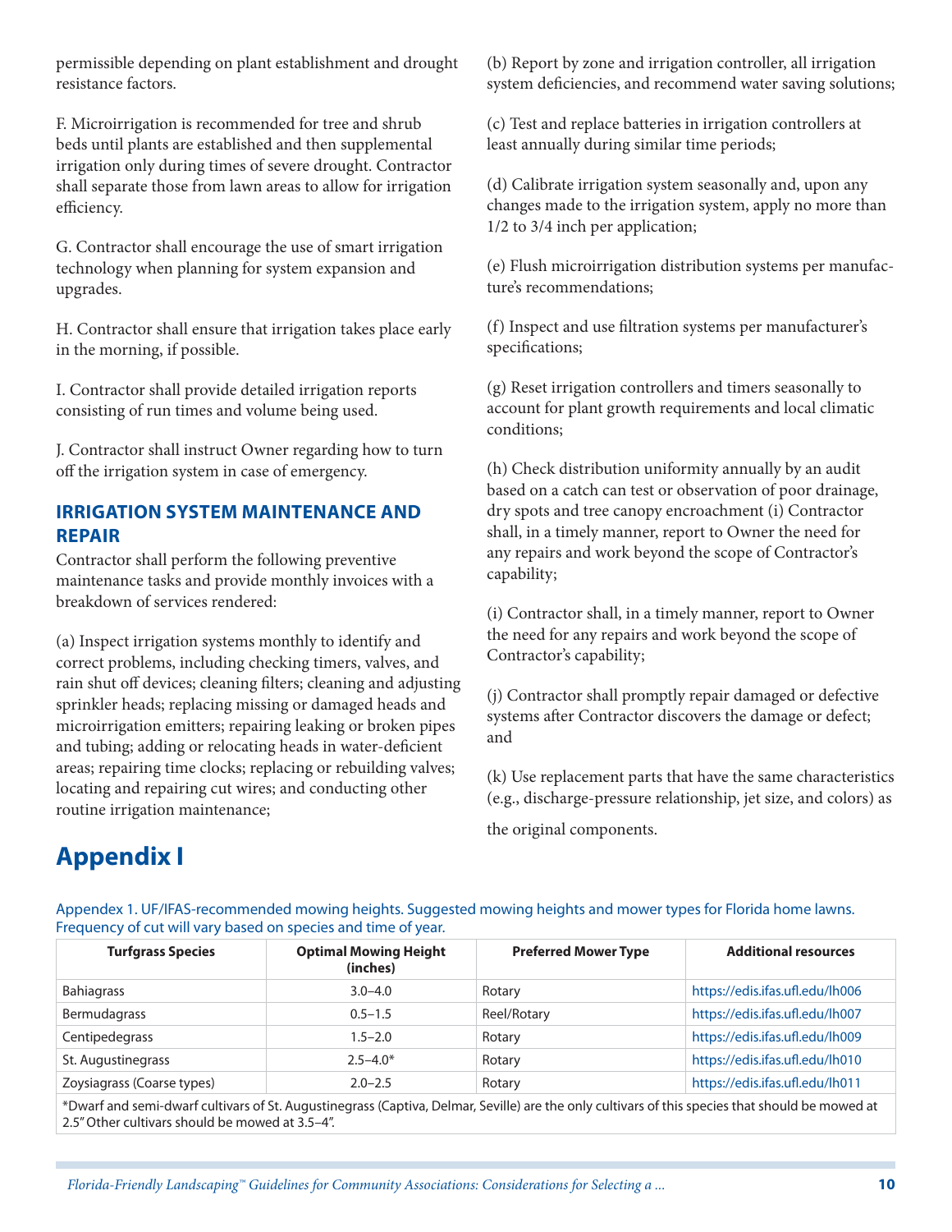permissible depending on plant establishment and drought resistance factors.

F. Microirrigation is recommended for tree and shrub beds until plants are established and then supplemental irrigation only during times of severe drought. Contractor shall separate those from lawn areas to allow for irrigation efficiency.

G. Contractor shall encourage the use of smart irrigation technology when planning for system expansion and upgrades.

H. Contractor shall ensure that irrigation takes place early in the morning, if possible.

I. Contractor shall provide detailed irrigation reports consisting of run times and volume being used.

J. Contractor shall instruct Owner regarding how to turn off the irrigation system in case of emergency.

## IRRIGATION SYSTEM MAINTENANCE AND REPAIR

Contractor shall perform the following preventive maintenance tasks and provide monthly invoices with a breakdown of services rendered:

(a) Inspect irrigation systems monthly to identify and correct problems, including checking timers, valves, and rain shut off devices; cleaning filters; cleaning and adjusting sprinkler heads; replacing missing or damaged heads and microirrigation emitters; repairing leaking or broken pipes and tubing; adding or relocating heads in water-deficient areas; repairing time clocks; replacing or rebuilding valves; locating and repairing cut wires; and conducting other routine irrigation maintenance;

(b) Report by zone and irrigation controller, all irrigation system deficiencies, and recommend water saving solutions;

(c) Test and replace batteries in irrigation controllers at least annually during similar time periods;

(d) Calibrate irrigation system seasonally and, upon any changes made to the irrigation system, apply no more than 1/2 to 3/4 inch per application;

(e) Flush microirrigation distribution systems per manufacture's recommendations;

(f) Inspect and use filtration systems per manufacturer's specifications;

(g) Reset irrigation controllers and timers seasonally to account for plant growth requirements and local climatic conditions;

(h) Check distribution uniformity annually by an audit based on a catch can test or observation of poor drainage, dry spots and tree canopy encroachment (i) Contractor shall, in a timely manner, report to Owner the need for any repairs and work beyond the scope of Contractor's capability;

(i) Contractor shall, in a timely manner, report to Owner the need for any repairs and work beyond the scope of Contractor's capability;

(j) Contractor shall promptly repair damaged or defective systems after Contractor discovers the damage or defect; and

(k) Use replacement parts that have the same characteristics (e.g., discharge-pressure relationship, jet size, and colors) as the original components.

# Appendix I

Appendex 1. UF/IFAS-recommended mowing heights. Suggested mowing heights and mower types for Florida home lawns. Frequency of cut will vary based on species and time of year.

| Turfgrass Species | Optimal Mowing Height (inches) | Preferred Mower Type | Additional resources |
|---|---|---|---|
| Bahiagrass | 3.0–4.0 | Rotary | https://edis.ifas.ufl.edu/lh006 |
| Bermudagrass | 0.5–1.5 | Reel/Rotary | https://edis.ifas.ufl.edu/lh007 |
| Centipedegrass | 1.5–2.0 | Rotary | https://edis.ifas.ufl.edu/lh009 |
| St. Augustinegrass | 2.5–4.0* | Rotary | https://edis.ifas.ufl.edu/lh010 |
| Zoysiagrass (Coarse types) | 2.0–2.5 | Rotary | https://edis.ifas.ufl.edu/lh011 |

*Dwarf and semi-dwarf cultivars of St. Augustinegrass (Captiva, Delmar, Seville) are the only cultivars of this species that should be mowed at 2.5" Other cultivars should be mowed at 3.5–4".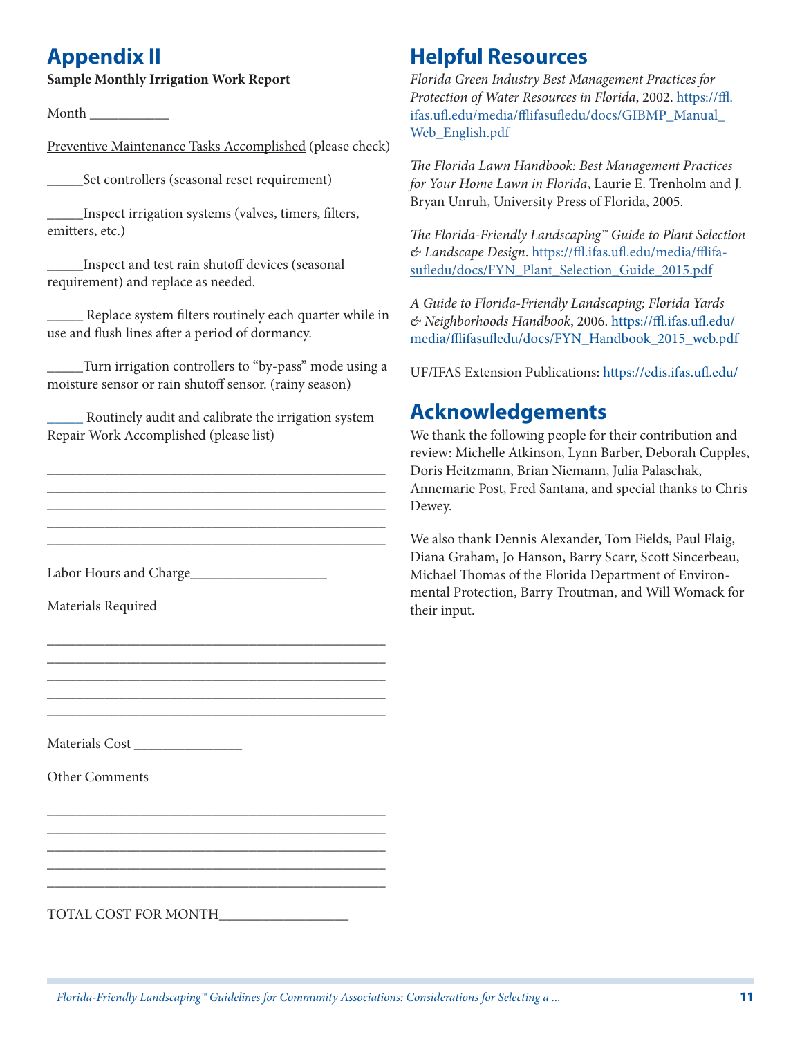## Appendix II

**Sample Monthly Irrigation Work Report**

Month ___________

Preventive Maintenance Tasks Accomplished (please check)

_____Set controllers (seasonal reset requirement)

_____Inspect irrigation systems (valves, timers, filters, emitters, etc.)

_____Inspect and test rain shutoff devices (seasonal requirement) and replace as needed.

_____ Replace system filters routinely each quarter while in use and flush lines after a period of dormancy.

_____Turn irrigation controllers to "by-pass" mode using a moisture sensor or rain shutoff sensor. (rainy season)

_____ Routinely audit and calibrate the irrigation system

Repair Work Accomplished (please list)

_________________________________________________
_________________________________________________
_________________________________________________
_________________________________________________
_________________________________________________

Labor Hours and Charge___________________

Materials Required

_________________________________________________
_________________________________________________
_________________________________________________
_________________________________________________
_________________________________________________

Materials Cost _______________

Other Comments

_________________________________________________
_________________________________________________
_________________________________________________
_________________________________________________
_________________________________________________

TOTAL COST FOR MONTH__________________

## Helpful Resources

*Florida Green Industry Best Management Practices for Protection of Water Resources in Florida*, 2002. https://ffl.ifas.ufl.edu/media/fflifasufledu/docs/GIBMP_Manual_Web_English.pdf

*The Florida Lawn Handbook: Best Management Practices for Your Home Lawn in Florida*, Laurie E. Trenholm and J. Bryan Unruh, University Press of Florida, 2005.

*The Florida-Friendly Landscaping™ Guide to Plant Selection & Landscape Design*. https://ffl.ifas.ufl.edu/media/fflifasufledu/docs/FYN_Plant_Selection_Guide_2015.pdf

*A Guide to Florida-Friendly Landscaping; Florida Yards & Neighborhoods Handbook*, 2006. https://ffl.ifas.ufl.edu/media/fflifasufledu/docs/FYN_Handbook_2015_web.pdf

UF/IFAS Extension Publications: https://edis.ifas.ufl.edu/

## Acknowledgements

We thank the following people for their contribution and review: Michelle Atkinson, Lynn Barber, Deborah Cupples, Doris Heitzmann, Brian Niemann, Julia Palaschak, Annemarie Post, Fred Santana, and special thanks to Chris Dewey.

We also thank Dennis Alexander, Tom Fields, Paul Flaig, Diana Graham, Jo Hanson, Barry Scarr, Scott Sincerbeau, Michael Thomas of the Florida Department of Environmental Protection, Barry Troutman, and Will Womack for their input.